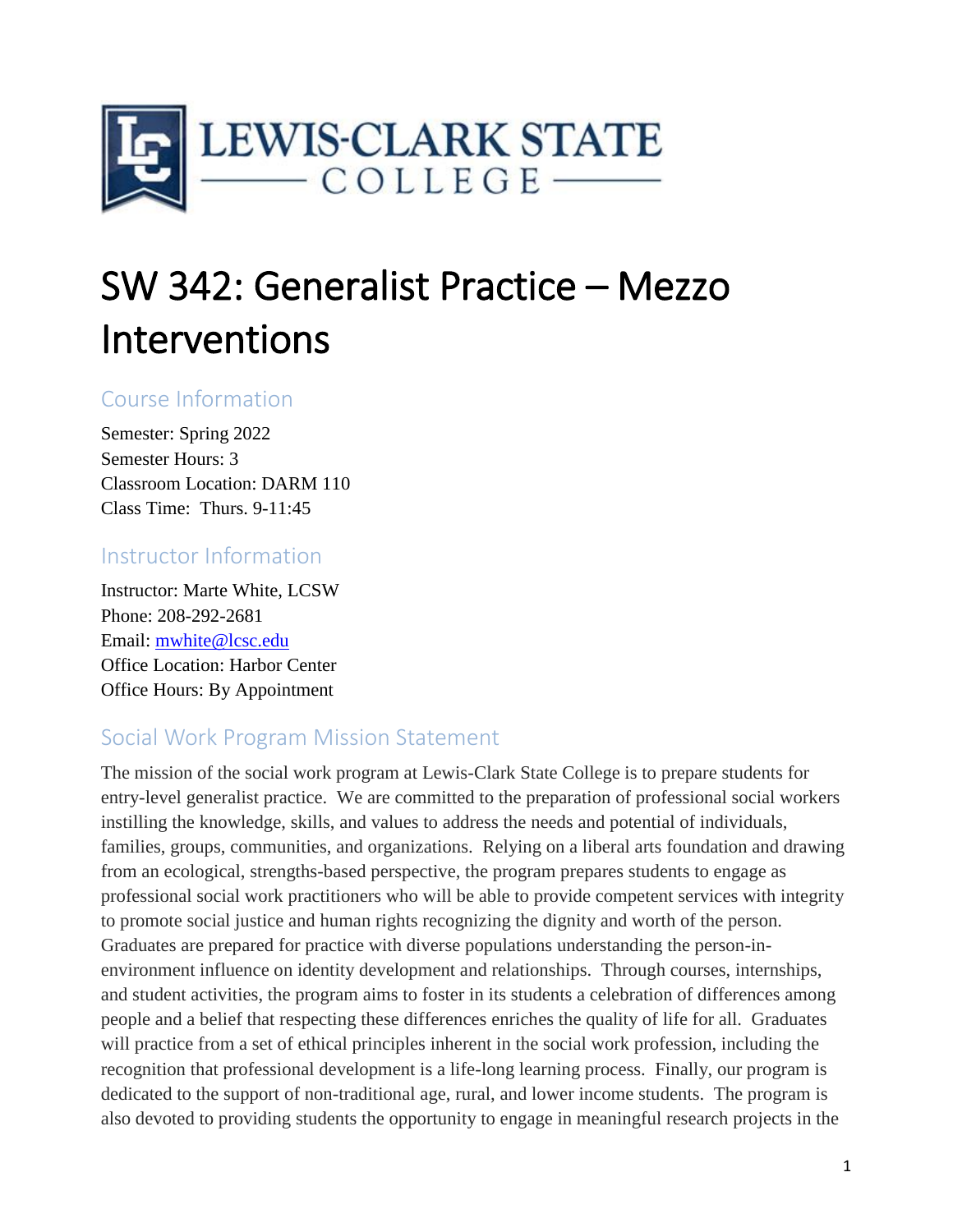LEWIS-CLARK STATE COLLEGE

# SW 342: Generalist Practice – Mezzo Interventions

## Course Information

Semester: Spring 2022
Semester Hours: 3
Classroom Location: DARM 110
Class Time: Thurs. 9-11:45

## Instructor Information

Instructor: Marte White, LCSW
Phone: 208-292-2681
Email: mwhite@lcsc.edu
Office Location: Harbor Center
Office Hours: By Appointment

## Social Work Program Mission Statement

The mission of the social work program at Lewis-Clark State College is to prepare students for entry-level generalist practice. We are committed to the preparation of professional social workers instilling the knowledge, skills, and values to address the needs and potential of individuals, families, groups, communities, and organizations. Relying on a liberal arts foundation and drawing from an ecological, strengths-based perspective, the program prepares students to engage as professional social work practitioners who will be able to provide competent services with integrity to promote social justice and human rights recognizing the dignity and worth of the person. Graduates are prepared for practice with diverse populations understanding the person-in-environment influence on identity development and relationships. Through courses, internships, and student activities, the program aims to foster in its students a celebration of differences among people and a belief that respecting these differences enriches the quality of life for all. Graduates will practice from a set of ethical principles inherent in the social work profession, including the recognition that professional development is a life-long learning process. Finally, our program is dedicated to the support of non-traditional age, rural, and lower income students. The program is also devoted to providing students the opportunity to engage in meaningful research projects in the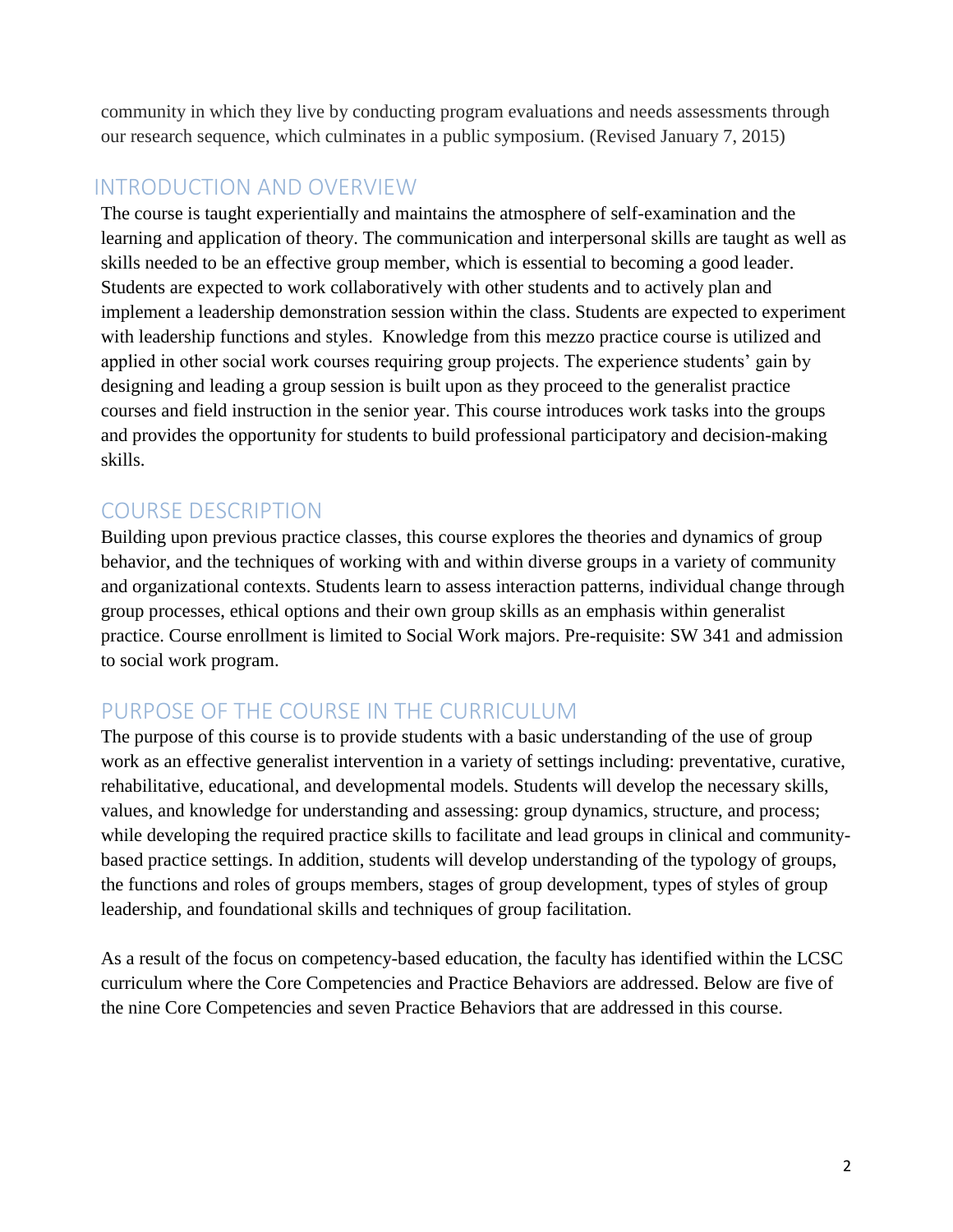community in which they live by conducting program evaluations and needs assessments through our research sequence, which culminates in a public symposium. (Revised January 7, 2015)

## INTRODUCTION AND OVERVIEW

The course is taught experientially and maintains the atmosphere of self-examination and the learning and application of theory. The communication and interpersonal skills are taught as well as skills needed to be an effective group member, which is essential to becoming a good leader. Students are expected to work collaboratively with other students and to actively plan and implement a leadership demonstration session within the class. Students are expected to experiment with leadership functions and styles. Knowledge from this mezzo practice course is utilized and applied in other social work courses requiring group projects. The experience students' gain by designing and leading a group session is built upon as they proceed to the generalist practice courses and field instruction in the senior year. This course introduces work tasks into the groups and provides the opportunity for students to build professional participatory and decision-making skills.

## COURSE DESCRIPTION

Building upon previous practice classes, this course explores the theories and dynamics of group behavior, and the techniques of working with and within diverse groups in a variety of community and organizational contexts. Students learn to assess interaction patterns, individual change through group processes, ethical options and their own group skills as an emphasis within generalist practice. Course enrollment is limited to Social Work majors. Pre-requisite: SW 341 and admission to social work program.

## PURPOSE OF THE COURSE IN THE CURRICULUM

The purpose of this course is to provide students with a basic understanding of the use of group work as an effective generalist intervention in a variety of settings including: preventative, curative, rehabilitative, educational, and developmental models. Students will develop the necessary skills, values, and knowledge for understanding and assessing: group dynamics, structure, and process; while developing the required practice skills to facilitate and lead groups in clinical and community-based practice settings. In addition, students will develop understanding of the typology of groups, the functions and roles of groups members, stages of group development, types of styles of group leadership, and foundational skills and techniques of group facilitation.

As a result of the focus on competency-based education, the faculty has identified within the LCSC curriculum where the Core Competencies and Practice Behaviors are addressed. Below are five of the nine Core Competencies and seven Practice Behaviors that are addressed in this course.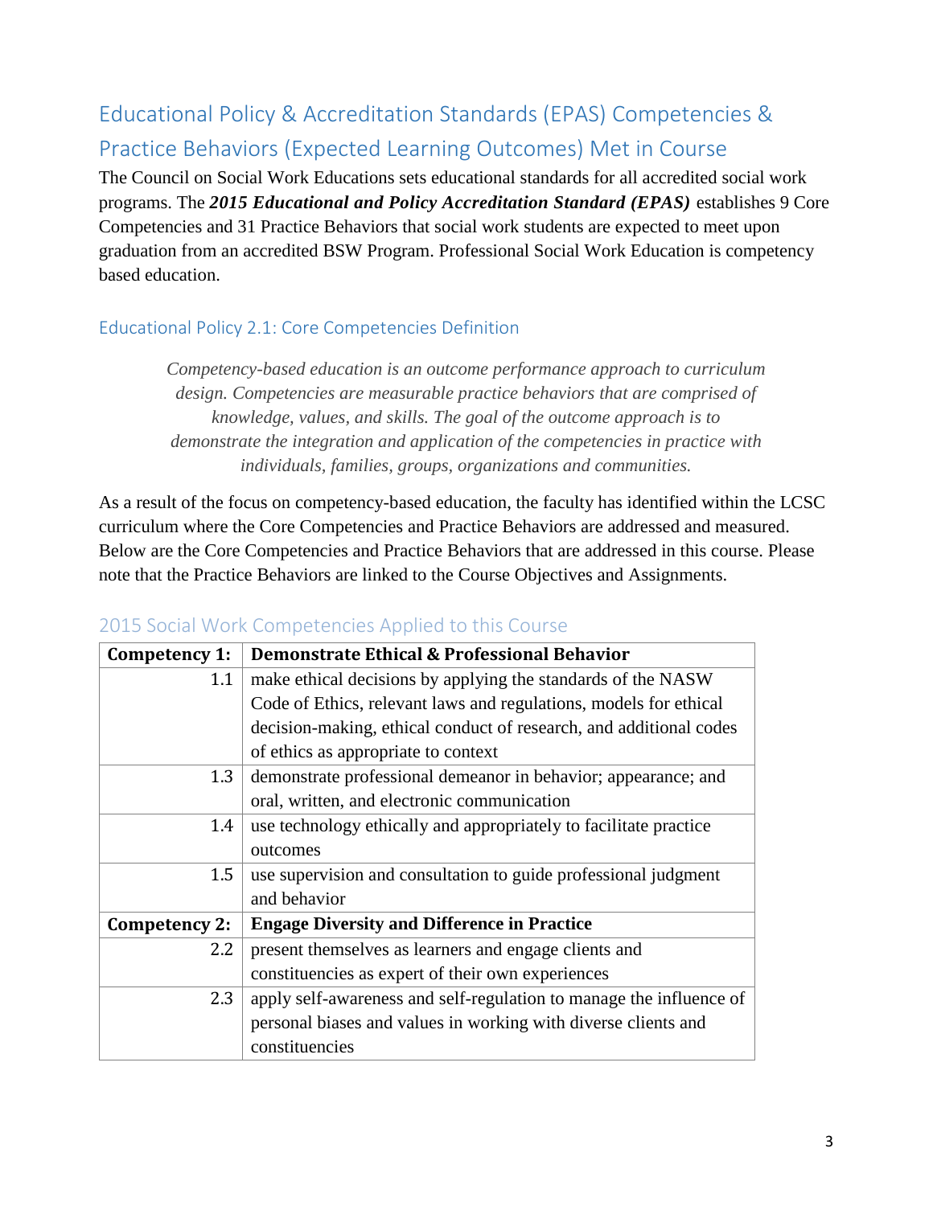## Educational Policy & Accreditation Standards (EPAS) Competencies & Practice Behaviors (Expected Learning Outcomes) Met in Course

The Council on Social Work Educations sets educational standards for all accredited social work programs. The ***2015 Educational and Policy Accreditation Standard (EPAS)*** establishes 9 Core Competencies and 31 Practice Behaviors that social work students are expected to meet upon graduation from an accredited BSW Program. Professional Social Work Education is competency based education.

### Educational Policy 2.1: Core Competencies Definition

> *Competency-based education is an outcome performance approach to curriculum design. Competencies are measurable practice behaviors that are comprised of knowledge, values, and skills. The goal of the outcome approach is to demonstrate the integration and application of the competencies in practice with individuals, families, groups, organizations and communities.*

As a result of the focus on competency-based education, the faculty has identified within the LCSC curriculum where the Core Competencies and Practice Behaviors are addressed and measured. Below are the Core Competencies and Practice Behaviors that are addressed in this course. Please note that the Practice Behaviors are linked to the Course Objectives and Assignments.

### 2015 Social Work Competencies Applied to this Course

| **Competency 1:** | **Demonstrate Ethical & Professional Behavior** |
|---:|---|
| 1.1 | make ethical decisions by applying the standards of the NASW Code of Ethics, relevant laws and regulations, models for ethical decision-making, ethical conduct of research, and additional codes of ethics as appropriate to context |
| 1.3 | demonstrate professional demeanor in behavior; appearance; and oral, written, and electronic communication |
| 1.4 | use technology ethically and appropriately to facilitate practice outcomes |
| 1.5 | use supervision and consultation to guide professional judgment and behavior |
| **Competency 2:** | **Engage Diversity and Difference in Practice** |
| 2.2 | present themselves as learners and engage clients and constituencies as expert of their own experiences |
| 2.3 | apply self-awareness and self-regulation to manage the influence of personal biases and values in working with diverse clients and constituencies |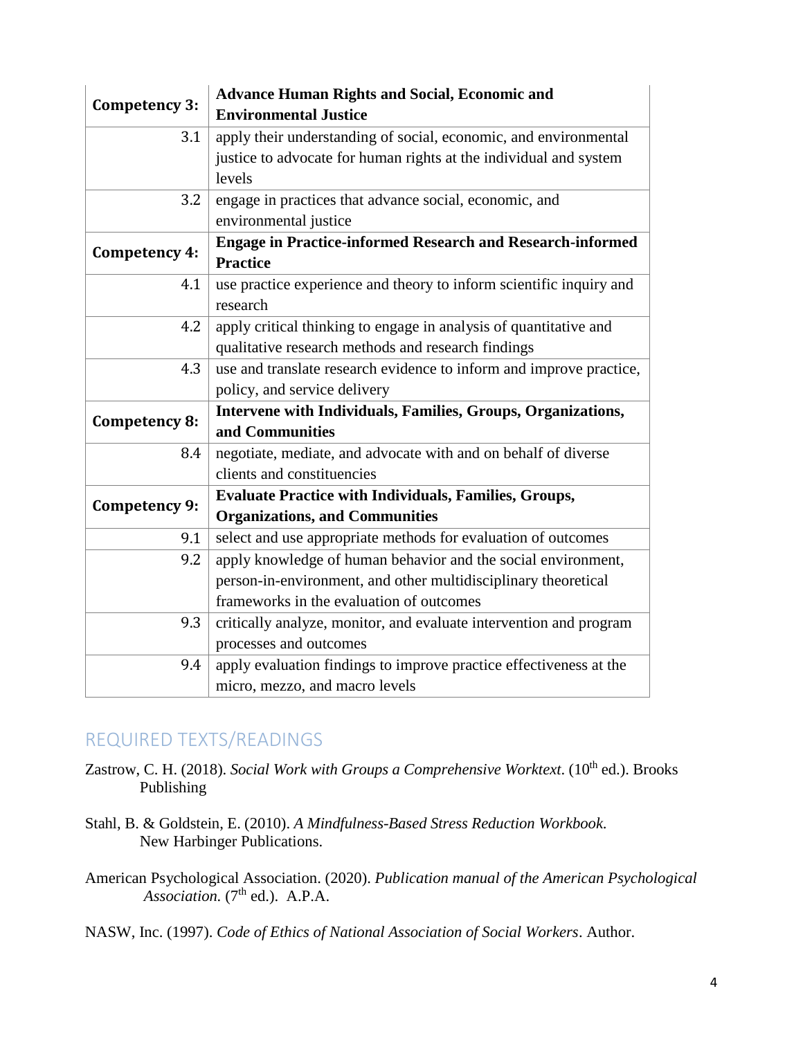| | |
|---|---|
| **Competency 3:** | **Advance Human Rights and Social, Economic and Environmental Justice** |
| 3.1 | apply their understanding of social, economic, and environmental justice to advocate for human rights at the individual and system levels |
| 3.2 | engage in practices that advance social, economic, and environmental justice |
| **Competency 4:** | **Engage in Practice-informed Research and Research-informed Practice** |
| 4.1 | use practice experience and theory to inform scientific inquiry and research |
| 4.2 | apply critical thinking to engage in analysis of quantitative and qualitative research methods and research findings |
| 4.3 | use and translate research evidence to inform and improve practice, policy, and service delivery |
| **Competency 8:** | **Intervene with Individuals, Families, Groups, Organizations, and Communities** |
| 8.4 | negotiate, mediate, and advocate with and on behalf of diverse clients and constituencies |
| **Competency 9:** | **Evaluate Practice with Individuals, Families, Groups, Organizations, and Communities** |
| 9.1 | select and use appropriate methods for evaluation of outcomes |
| 9.2 | apply knowledge of human behavior and the social environment, person-in-environment, and other multidisciplinary theoretical frameworks in the evaluation of outcomes |
| 9.3 | critically analyze, monitor, and evaluate intervention and program processes and outcomes |
| 9.4 | apply evaluation findings to improve practice effectiveness at the micro, mezzo, and macro levels |

## REQUIRED TEXTS/READINGS

Zastrow, C. H. (2018). *Social Work with Groups a Comprehensive Worktext*. (10th ed.). Brooks Publishing

Stahl, B. & Goldstein, E. (2010). *A Mindfulness-Based Stress Reduction Workbook.* New Harbinger Publications.

American Psychological Association. (2020). *Publication manual of the American Psychological Association.* (7th ed.). A.P.A.

NASW, Inc. (1997). *Code of Ethics of National Association of Social Workers*. Author.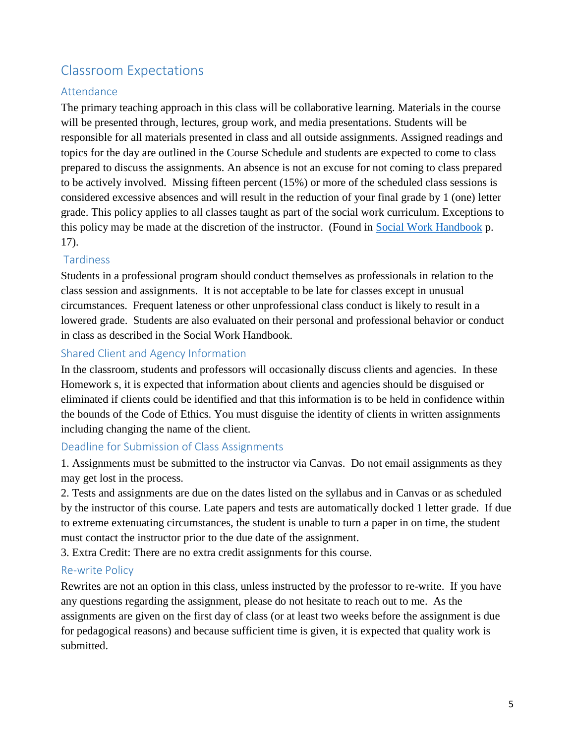## Classroom Expectations

### Attendance

The primary teaching approach in this class will be collaborative learning. Materials in the course will be presented through, lectures, group work, and media presentations. Students will be responsible for all materials presented in class and all outside assignments. Assigned readings and topics for the day are outlined in the Course Schedule and students are expected to come to class prepared to discuss the assignments. An absence is not an excuse for not coming to class prepared to be actively involved. Missing fifteen percent (15%) or more of the scheduled class sessions is considered excessive absences and will result in the reduction of your final grade by 1 (one) letter grade. This policy applies to all classes taught as part of the social work curriculum. Exceptions to this policy may be made at the discretion of the instructor. (Found in Social Work Handbook p. 17).

### Tardiness

Students in a professional program should conduct themselves as professionals in relation to the class session and assignments. It is not acceptable to be late for classes except in unusual circumstances. Frequent lateness or other unprofessional class conduct is likely to result in a lowered grade. Students are also evaluated on their personal and professional behavior or conduct in class as described in the Social Work Handbook.

### Shared Client and Agency Information

In the classroom, students and professors will occasionally discuss clients and agencies. In these Homework s, it is expected that information about clients and agencies should be disguised or eliminated if clients could be identified and that this information is to be held in confidence within the bounds of the Code of Ethics. You must disguise the identity of clients in written assignments including changing the name of the client.

### Deadline for Submission of Class Assignments

1. Assignments must be submitted to the instructor via Canvas. Do not email assignments as they may get lost in the process.
2. Tests and assignments are due on the dates listed on the syllabus and in Canvas or as scheduled by the instructor of this course. Late papers and tests are automatically docked 1 letter grade. If due to extreme extenuating circumstances, the student is unable to turn a paper in on time, the student must contact the instructor prior to the due date of the assignment.
3. Extra Credit: There are no extra credit assignments for this course.

### Re-write Policy

Rewrites are not an option in this class, unless instructed by the professor to re-write. If you have any questions regarding the assignment, please do not hesitate to reach out to me. As the assignments are given on the first day of class (or at least two weeks before the assignment is due for pedagogical reasons) and because sufficient time is given, it is expected that quality work is submitted.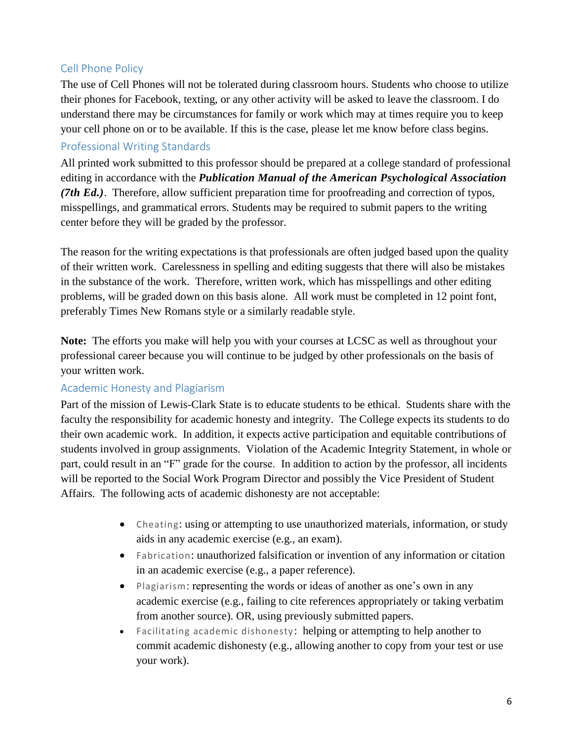## Cell Phone Policy

The use of Cell Phones will not be tolerated during classroom hours. Students who choose to utilize their phones for Facebook, texting, or any other activity will be asked to leave the classroom. I do understand there may be circumstances for family or work which may at times require you to keep your cell phone on or to be available. If this is the case, please let me know before class begins.

## Professional Writing Standards

All printed work submitted to this professor should be prepared at a college standard of professional editing in accordance with the ***Publication Manual of the American Psychological Association (7th Ed.)***. Therefore, allow sufficient preparation time for proofreading and correction of typos, misspellings, and grammatical errors. Students may be required to submit papers to the writing center before they will be graded by the professor.

The reason for the writing expectations is that professionals are often judged based upon the quality of their written work. Carelessness in spelling and editing suggests that there will also be mistakes in the substance of the work. Therefore, written work, which has misspellings and other editing problems, will be graded down on this basis alone. All work must be completed in 12 point font, preferably Times New Romans style or a similarly readable style.

**Note:** The efforts you make will help you with your courses at LCSC as well as throughout your professional career because you will continue to be judged by other professionals on the basis of your written work.

## Academic Honesty and Plagiarism

Part of the mission of Lewis-Clark State is to educate students to be ethical. Students share with the faculty the responsibility for academic honesty and integrity. The College expects its students to do their own academic work. In addition, it expects active participation and equitable contributions of students involved in group assignments. Violation of the Academic Integrity Statement, in whole or part, could result in an "F" grade for the course. In addition to action by the professor, all incidents will be reported to the Social Work Program Director and possibly the Vice President of Student Affairs. The following acts of academic dishonesty are not acceptable:

- Cheating: using or attempting to use unauthorized materials, information, or study aids in any academic exercise (e.g., an exam).
- Fabrication: unauthorized falsification or invention of any information or citation in an academic exercise (e.g., a paper reference).
- Plagiarism: representing the words or ideas of another as one's own in any academic exercise (e.g., failing to cite references appropriately or taking verbatim from another source). OR, using previously submitted papers.
- Facilitating academic dishonesty: helping or attempting to help another to commit academic dishonesty (e.g., allowing another to copy from your test or use your work).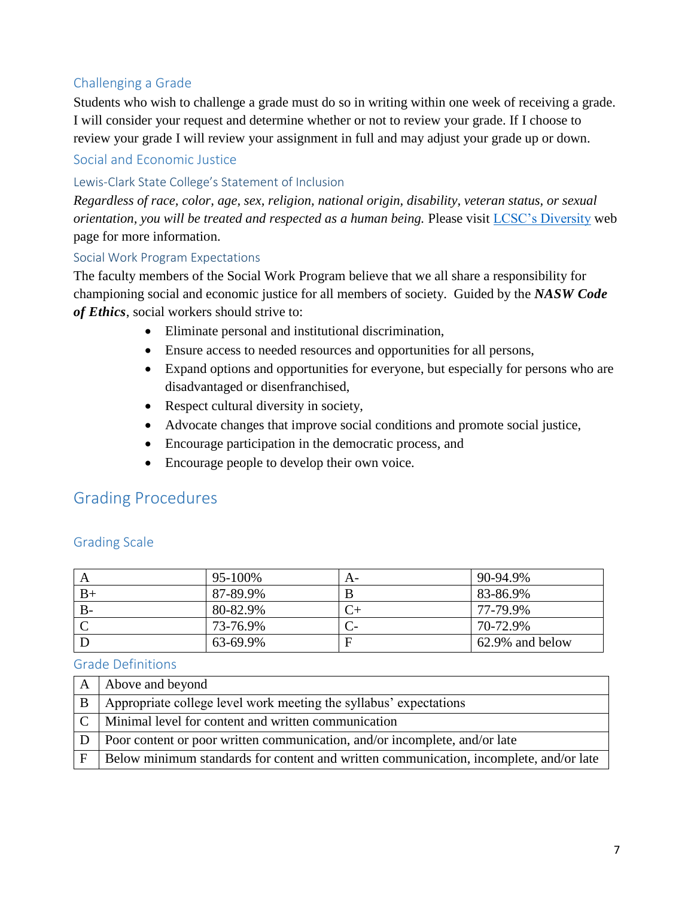### Challenging a Grade

Students who wish to challenge a grade must do so in writing within one week of receiving a grade. I will consider your request and determine whether or not to review your grade. If I choose to review your grade I will review your assignment in full and may adjust your grade up or down.

### Social and Economic Justice

#### Lewis-Clark State College's Statement of Inclusion

*Regardless of race, color, age, sex, religion, national origin, disability, veteran status, or sexual orientation, you will be treated and respected as a human being.* Please visit [LCSC's Diversity] web page for more information.

#### Social Work Program Expectations

The faculty members of the Social Work Program believe that we all share a responsibility for championing social and economic justice for all members of society. Guided by the ***NASW Code of Ethics***, social workers should strive to:

- Eliminate personal and institutional discrimination,
- Ensure access to needed resources and opportunities for all persons,
- Expand options and opportunities for everyone, but especially for persons who are disadvantaged or disenfranchised,
- Respect cultural diversity in society,
- Advocate changes that improve social conditions and promote social justice,
- Encourage participation in the democratic process, and
- Encourage people to develop their own voice.

## Grading Procedures

### Grading Scale

| | | | |
|---|---|---|---|
| A | 95-100% | A- | 90-94.9% |
| B+ | 87-89.9% | B | 83-86.9% |
| B- | 80-82.9% | C+ | 77-79.9% |
| C | 73-76.9% | C- | 70-72.9% |
| D | 63-69.9% | F | 62.9% and below |

### Grade Definitions

| | |
|---|---|
| A | Above and beyond |
| B | Appropriate college level work meeting the syllabus' expectations |
| C | Minimal level for content and written communication |
| D | Poor content or poor written communication, and/or incomplete, and/or late |
| F | Below minimum standards for content and written communication, incomplete, and/or late |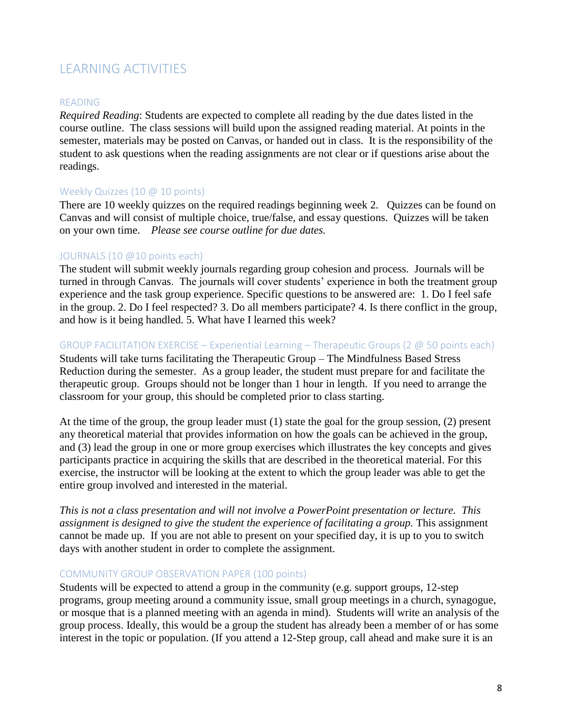## LEARNING ACTIVITIES

### READING

*Required Reading*: Students are expected to complete all reading by the due dates listed in the course outline. The class sessions will build upon the assigned reading material. At points in the semester, materials may be posted on Canvas, or handed out in class. It is the responsibility of the student to ask questions when the reading assignments are not clear or if questions arise about the readings.

### Weekly Quizzes (10 @ 10 points)

There are 10 weekly quizzes on the required readings beginning week 2. Quizzes can be found on Canvas and will consist of multiple choice, true/false, and essay questions. Quizzes will be taken on your own time. *Please see course outline for due dates.*

### JOURNALS (10 @10 points each)

The student will submit weekly journals regarding group cohesion and process. Journals will be turned in through Canvas. The journals will cover students' experience in both the treatment group experience and the task group experience. Specific questions to be answered are: 1. Do I feel safe in the group. 2. Do I feel respected? 3. Do all members participate? 4. Is there conflict in the group, and how is it being handled. 5. What have I learned this week?

### GROUP FACILITATION EXERCISE – Experiential Learning – Therapeutic Groups (2 @ 50 points each)

Students will take turns facilitating the Therapeutic Group – The Mindfulness Based Stress Reduction during the semester. As a group leader, the student must prepare for and facilitate the therapeutic group. Groups should not be longer than 1 hour in length. If you need to arrange the classroom for your group, this should be completed prior to class starting.

At the time of the group, the group leader must (1) state the goal for the group session, (2) present any theoretical material that provides information on how the goals can be achieved in the group, and (3) lead the group in one or more group exercises which illustrates the key concepts and gives participants practice in acquiring the skills that are described in the theoretical material. For this exercise, the instructor will be looking at the extent to which the group leader was able to get the entire group involved and interested in the material.

*This is not a class presentation and will not involve a PowerPoint presentation or lecture. This assignment is designed to give the student the experience of facilitating a group.* This assignment cannot be made up. If you are not able to present on your specified day, it is up to you to switch days with another student in order to complete the assignment.

### COMMUNITY GROUP OBSERVATION PAPER (100 points)

Students will be expected to attend a group in the community (e.g. support groups, 12-step programs, group meeting around a community issue, small group meetings in a church, synagogue, or mosque that is a planned meeting with an agenda in mind). Students will write an analysis of the group process. Ideally, this would be a group the student has already been a member of or has some interest in the topic or population. (If you attend a 12-Step group, call ahead and make sure it is an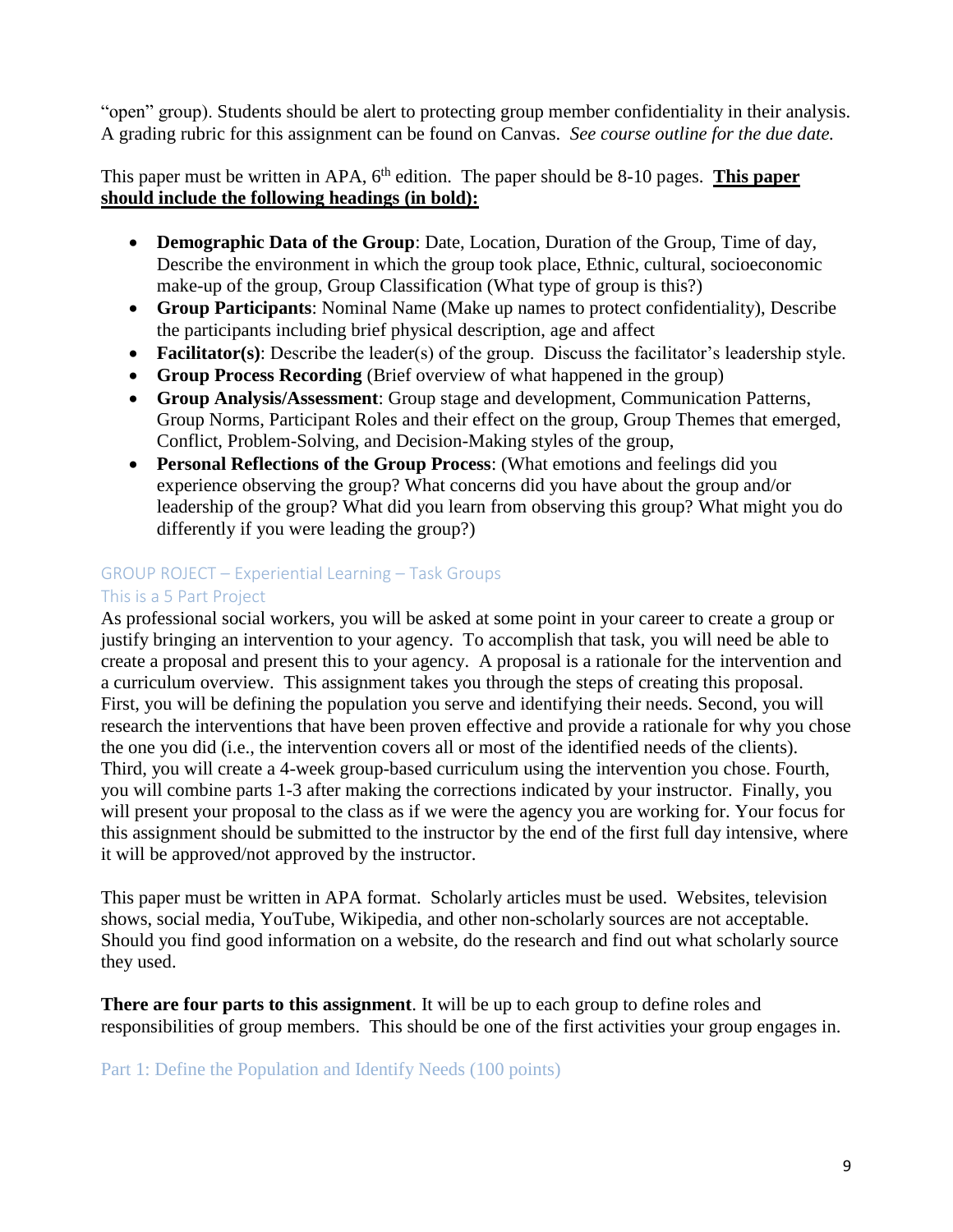"open" group). Students should be alert to protecting group member confidentiality in their analysis. A grading rubric for this assignment can be found on Canvas. *See course outline for the due date.*

This paper must be written in APA, 6th edition. The paper should be 8-10 pages. **<u>This paper should include the following headings (in bold):</u>**

- **Demographic Data of the Group**: Date, Location, Duration of the Group, Time of day, Describe the environment in which the group took place, Ethnic, cultural, socioeconomic make-up of the group, Group Classification (What type of group is this?)
- **Group Participants**: Nominal Name (Make up names to protect confidentiality), Describe the participants including brief physical description, age and affect
- **Facilitator(s)**: Describe the leader(s) of the group. Discuss the facilitator's leadership style.
- **Group Process Recording** (Brief overview of what happened in the group)
- **Group Analysis/Assessment**: Group stage and development, Communication Patterns, Group Norms, Participant Roles and their effect on the group, Group Themes that emerged, Conflict, Problem-Solving, and Decision-Making styles of the group,
- **Personal Reflections of the Group Process**: (What emotions and feelings did you experience observing the group? What concerns did you have about the group and/or leadership of the group? What did you learn from observing this group? What might you do differently if you were leading the group?)

## GROUP ROJECT – Experiential Learning – Task Groups

### This is a 5 Part Project

As professional social workers, you will be asked at some point in your career to create a group or justify bringing an intervention to your agency. To accomplish that task, you will need be able to create a proposal and present this to your agency. A proposal is a rationale for the intervention and a curriculum overview. This assignment takes you through the steps of creating this proposal. First, you will be defining the population you serve and identifying their needs. Second, you will research the interventions that have been proven effective and provide a rationale for why you chose the one you did (i.e., the intervention covers all or most of the identified needs of the clients). Third, you will create a 4-week group-based curriculum using the intervention you chose. Fourth, you will combine parts 1-3 after making the corrections indicated by your instructor. Finally, you will present your proposal to the class as if we were the agency you are working for. Your focus for this assignment should be submitted to the instructor by the end of the first full day intensive, where it will be approved/not approved by the instructor.

This paper must be written in APA format. Scholarly articles must be used. Websites, television shows, social media, YouTube, Wikipedia, and other non-scholarly sources are not acceptable. Should you find good information on a website, do the research and find out what scholarly source they used.

**There are four parts to this assignment**. It will be up to each group to define roles and responsibilities of group members. This should be one of the first activities your group engages in.

### Part 1: Define the Population and Identify Needs (100 points)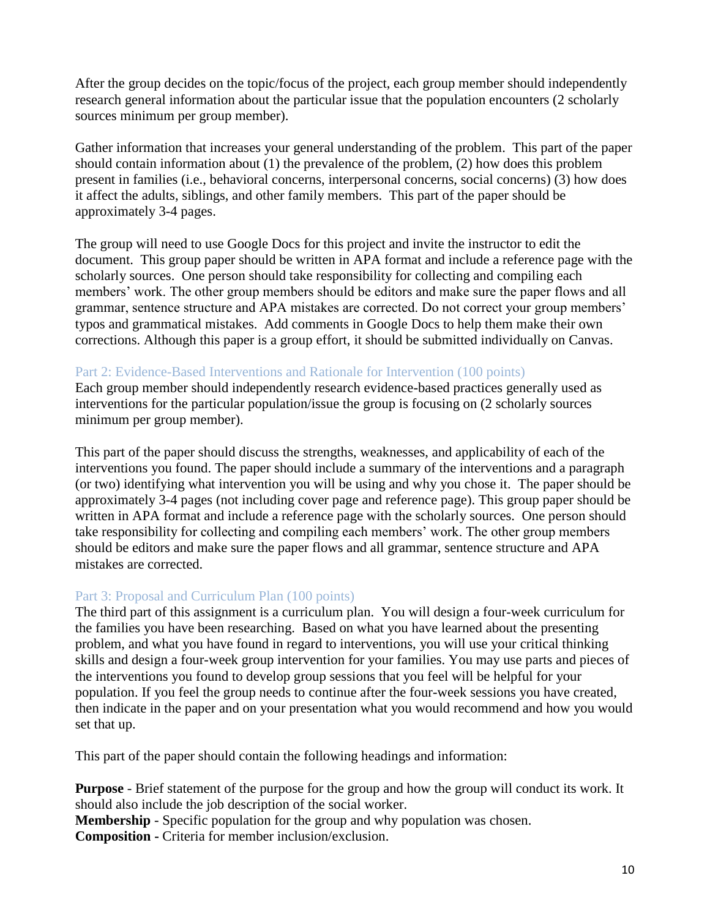After the group decides on the topic/focus of the project, each group member should independently research general information about the particular issue that the population encounters (2 scholarly sources minimum per group member).

Gather information that increases your general understanding of the problem. This part of the paper should contain information about (1) the prevalence of the problem, (2) how does this problem present in families (i.e., behavioral concerns, interpersonal concerns, social concerns) (3) how does it affect the adults, siblings, and other family members. This part of the paper should be approximately 3-4 pages.

The group will need to use Google Docs for this project and invite the instructor to edit the document. This group paper should be written in APA format and include a reference page with the scholarly sources. One person should take responsibility for collecting and compiling each members' work. The other group members should be editors and make sure the paper flows and all grammar, sentence structure and APA mistakes are corrected. Do not correct your group members' typos and grammatical mistakes. Add comments in Google Docs to help them make their own corrections. Although this paper is a group effort, it should be submitted individually on Canvas.

### Part 2: Evidence-Based Interventions and Rationale for Intervention (100 points)

Each group member should independently research evidence-based practices generally used as interventions for the particular population/issue the group is focusing on (2 scholarly sources minimum per group member).

This part of the paper should discuss the strengths, weaknesses, and applicability of each of the interventions you found. The paper should include a summary of the interventions and a paragraph (or two) identifying what intervention you will be using and why you chose it. The paper should be approximately 3-4 pages (not including cover page and reference page). This group paper should be written in APA format and include a reference page with the scholarly sources. One person should take responsibility for collecting and compiling each members' work. The other group members should be editors and make sure the paper flows and all grammar, sentence structure and APA mistakes are corrected.

### Part 3: Proposal and Curriculum Plan (100 points)

The third part of this assignment is a curriculum plan. You will design a four-week curriculum for the families you have been researching. Based on what you have learned about the presenting problem, and what you have found in regard to interventions, you will use your critical thinking skills and design a four-week group intervention for your families. You may use parts and pieces of the interventions you found to develop group sessions that you feel will be helpful for your population. If you feel the group needs to continue after the four-week sessions you have created, then indicate in the paper and on your presentation what you would recommend and how you would set that up.

This part of the paper should contain the following headings and information:

**Purpose** - Brief statement of the purpose for the group and how the group will conduct its work. It should also include the job description of the social worker.
**Membership** - Specific population for the group and why population was chosen.
**Composition -** Criteria for member inclusion/exclusion.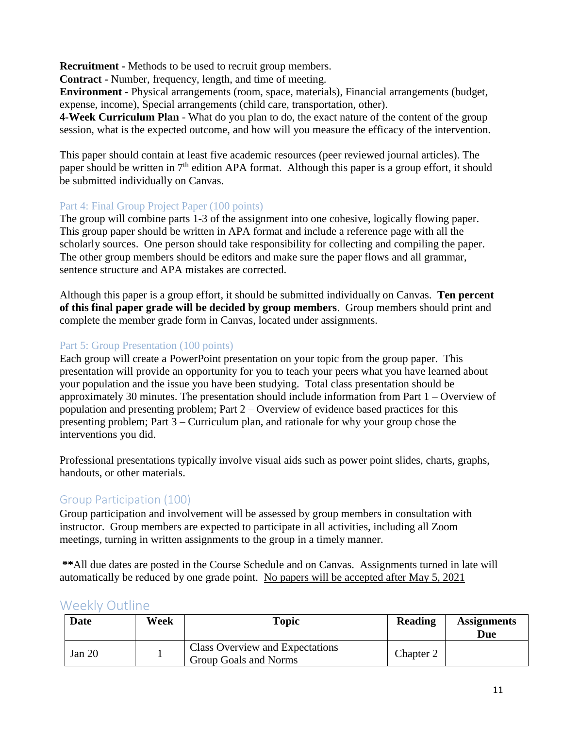**Recruitment** - Methods to be used to recruit group members.
**Contract** - Number, frequency, length, and time of meeting.
**Environment** - Physical arrangements (room, space, materials), Financial arrangements (budget, expense, income), Special arrangements (child care, transportation, other).
**4-Week Curriculum Plan** - What do you plan to do, the exact nature of the content of the group session, what is the expected outcome, and how will you measure the efficacy of the intervention.

This paper should contain at least five academic resources (peer reviewed journal articles). The paper should be written in 7th edition APA format. Although this paper is a group effort, it should be submitted individually on Canvas.

### Part 4: Final Group Project Paper (100 points)

The group will combine parts 1-3 of the assignment into one cohesive, logically flowing paper. This group paper should be written in APA format and include a reference page with all the scholarly sources. One person should take responsibility for collecting and compiling the paper. The other group members should be editors and make sure the paper flows and all grammar, sentence structure and APA mistakes are corrected.

Although this paper is a group effort, it should be submitted individually on Canvas. **Ten percent of this final paper grade will be decided by group members**. Group members should print and complete the member grade form in Canvas, located under assignments.

### Part 5: Group Presentation (100 points)

Each group will create a PowerPoint presentation on your topic from the group paper. This presentation will provide an opportunity for you to teach your peers what you have learned about your population and the issue you have been studying. Total class presentation should be approximately 30 minutes. The presentation should include information from Part 1 – Overview of population and presenting problem; Part 2 – Overview of evidence based practices for this presenting problem; Part 3 – Curriculum plan, and rationale for why your group chose the interventions you did.

Professional presentations typically involve visual aids such as power point slides, charts, graphs, handouts, or other materials.

## Group Participation (100)

Group participation and involvement will be assessed by group members in consultation with instructor. Group members are expected to participate in all activities, including all Zoom meetings, turning in written assignments to the group in a timely manner.

**\*\***All due dates are posted in the Course Schedule and on Canvas. Assignments turned in late will automatically be reduced by one grade point. <u>No papers will be accepted after May 5, 2021</u>

## Weekly Outline

| Date | Week | Topic | Reading | Assignments Due |
|---|---|---|---|---|
| Jan 20 | 1 | Class Overview and Expectations<br>Group Goals and Norms | Chapter 2 | |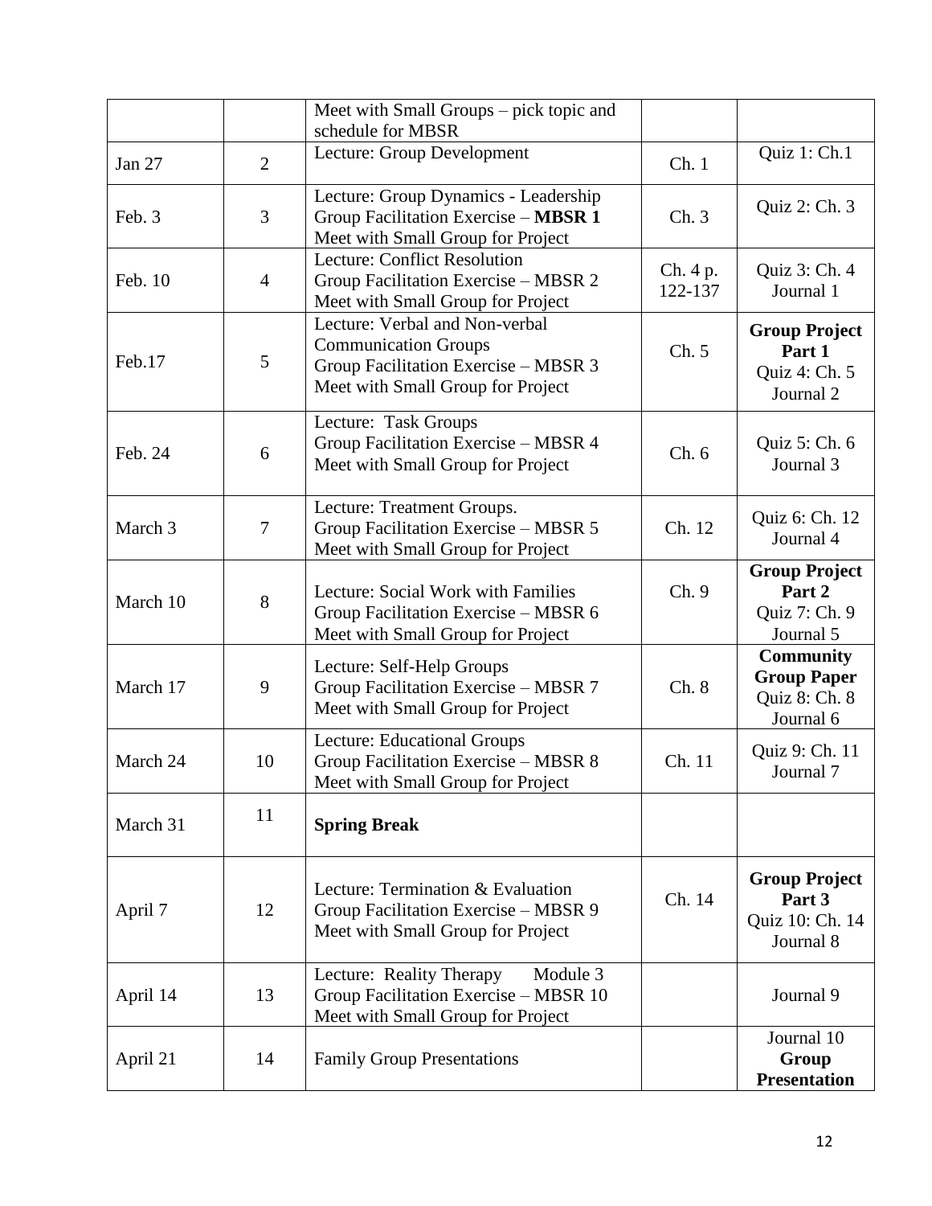| | | | | |
|---|---|---|---|---|
| | | Meet with Small Groups – pick topic and schedule for MBSR | | |
| Jan 27 | 2 | Lecture: Group Development | Ch. 1 | Quiz 1: Ch.1 |
| Feb. 3 | 3 | Lecture: Group Dynamics - Leadership<br>Group Facilitation Exercise – **MBSR 1**<br>Meet with Small Group for Project | Ch. 3 | Quiz 2: Ch. 3 |
| Feb. 10 | 4 | Lecture: Conflict Resolution<br>Group Facilitation Exercise – MBSR 2<br>Meet with Small Group for Project | Ch. 4 p. 122-137 | Quiz 3: Ch. 4<br>Journal 1 |
| Feb.17 | 5 | Lecture: Verbal and Non-verbal Communication Groups<br>Group Facilitation Exercise – MBSR 3<br>Meet with Small Group for Project | Ch. 5 | **Group Project Part 1**<br>Quiz 4: Ch. 5<br>Journal 2 |
| Feb. 24 | 6 | Lecture: Task Groups<br>Group Facilitation Exercise – MBSR 4<br>Meet with Small Group for Project | Ch. 6 | Quiz 5: Ch. 6<br>Journal 3 |
| March 3 | 7 | Lecture: Treatment Groups.<br>Group Facilitation Exercise – MBSR 5<br>Meet with Small Group for Project | Ch. 12 | Quiz 6: Ch. 12<br>Journal 4 |
| March 10 | 8 | Lecture: Social Work with Families<br>Group Facilitation Exercise – MBSR 6<br>Meet with Small Group for Project | Ch. 9 | **Group Project Part 2**<br>Quiz 7: Ch. 9<br>Journal 5 |
| March 17 | 9 | Lecture: Self-Help Groups<br>Group Facilitation Exercise – MBSR 7<br>Meet with Small Group for Project | Ch. 8 | **Community Group Paper**<br>Quiz 8: Ch. 8<br>Journal 6 |
| March 24 | 10 | Lecture: Educational Groups<br>Group Facilitation Exercise – MBSR 8<br>Meet with Small Group for Project | Ch. 11 | Quiz 9: Ch. 11<br>Journal 7 |
| March 31 | 11 | **Spring Break** | | |
| April 7 | 12 | Lecture: Termination & Evaluation<br>Group Facilitation Exercise – MBSR 9<br>Meet with Small Group for Project | Ch. 14 | **Group Project Part 3**<br>Quiz 10: Ch. 14<br>Journal 8 |
| April 14 | 13 | Lecture: Reality Therapy Module 3<br>Group Facilitation Exercise – MBSR 10<br>Meet with Small Group for Project | | Journal 9 |
| April 21 | 14 | Family Group Presentations | | Journal 10<br>**Group Presentation** |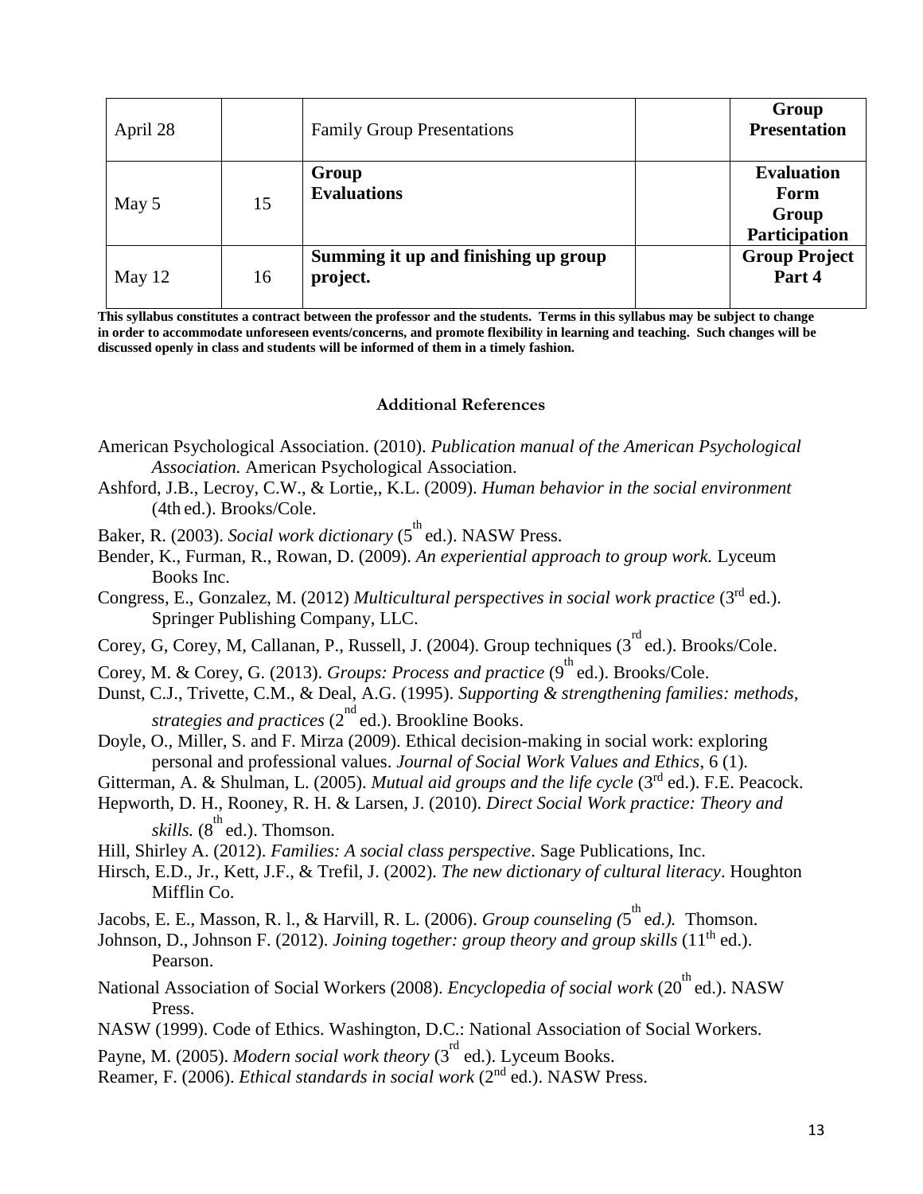| | | | | |
|---|---|---|---|---|
| April 28 | | Family Group Presentations | | **Group Presentation** |
| May 5 | 15 | **Group Evaluations** | | **Evaluation Form Group Participation** |
| May 12 | 16 | **Summing it up and finishing up group project.** | | **Group Project Part 4** |

**This syllabus constitutes a contract between the professor and the students. Terms in this syllabus may be subject to change in order to accommodate unforeseen events/concerns, and promote flexibility in learning and teaching. Such changes will be discussed openly in class and students will be informed of them in a timely fashion.**

## Additional References

American Psychological Association. (2010). *Publication manual of the American Psychological Association.* American Psychological Association.

Ashford, J.B., Lecroy, C.W., & Lortie,, K.L. (2009). *Human behavior in the social environment* (4th ed.). Brooks/Cole.

Baker, R. (2003). *Social work dictionary* (5th ed.). NASW Press.

Bender, K., Furman, R., Rowan, D. (2009). *An experiential approach to group work.* Lyceum Books Inc.

Congress, E., Gonzalez, M. (2012) *Multicultural perspectives in social work practice* (3rd ed.). Springer Publishing Company, LLC.

Corey, G, Corey, M, Callanan, P., Russell, J. (2004). Group techniques (3rd ed.). Brooks/Cole.

Corey, M. & Corey, G. (2013). *Groups: Process and practice* (9th ed.). Brooks/Cole.

Dunst, C.J., Trivette, C.M., & Deal, A.G. (1995). *Supporting & strengthening families: methods, strategies and practices* (2nd ed.). Brookline Books.

Doyle, O., Miller, S. and F. Mirza (2009). Ethical decision-making in social work: exploring personal and professional values. *Journal of Social Work Values and Ethics*, 6 (1).

Gitterman, A. & Shulman, L. (2005). *Mutual aid groups and the life cycle* (3rd ed.). F.E. Peacock.

Hepworth, D. H., Rooney, R. H. & Larsen, J. (2010). *Direct Social Work practice: Theory and skills.* (8th ed.). Thomson.

Hill, Shirley A. (2012). *Families: A social class perspective*. Sage Publications, Inc.

Hirsch, E.D., Jr., Kett, J.F., & Trefil, J. (2002). *The new dictionary of cultural literacy*. Houghton Mifflin Co.

Jacobs, E. E., Masson, R. l., & Harvill, R. L. (2006). *Group counseling (5th ed.).* Thomson.

Johnson, D., Johnson F. (2012). *Joining together: group theory and group skills* (11th ed.). Pearson.

National Association of Social Workers (2008). *Encyclopedia of social work* (20th ed.). NASW Press.

NASW (1999). Code of Ethics. Washington, D.C.: National Association of Social Workers.

Payne, M. (2005). *Modern social work theory* (3rd ed.). Lyceum Books.

Reamer, F. (2006). *Ethical standards in social work* (2nd ed.). NASW Press.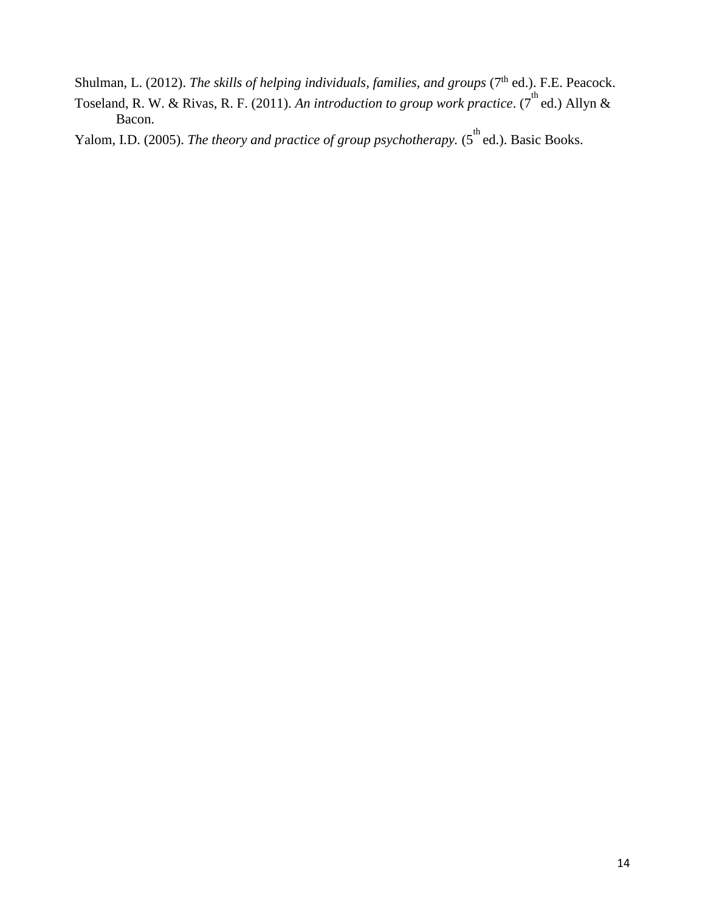Shulman, L. (2012). *The skills of helping individuals, families, and groups* (7th ed.). F.E. Peacock.

Toseland, R. W. & Rivas, R. F. (2011). *An introduction to group work practice*. (7th ed.) Allyn & Bacon.

Yalom, I.D. (2005). *The theory and practice of group psychotherapy.* (5th ed.). Basic Books.